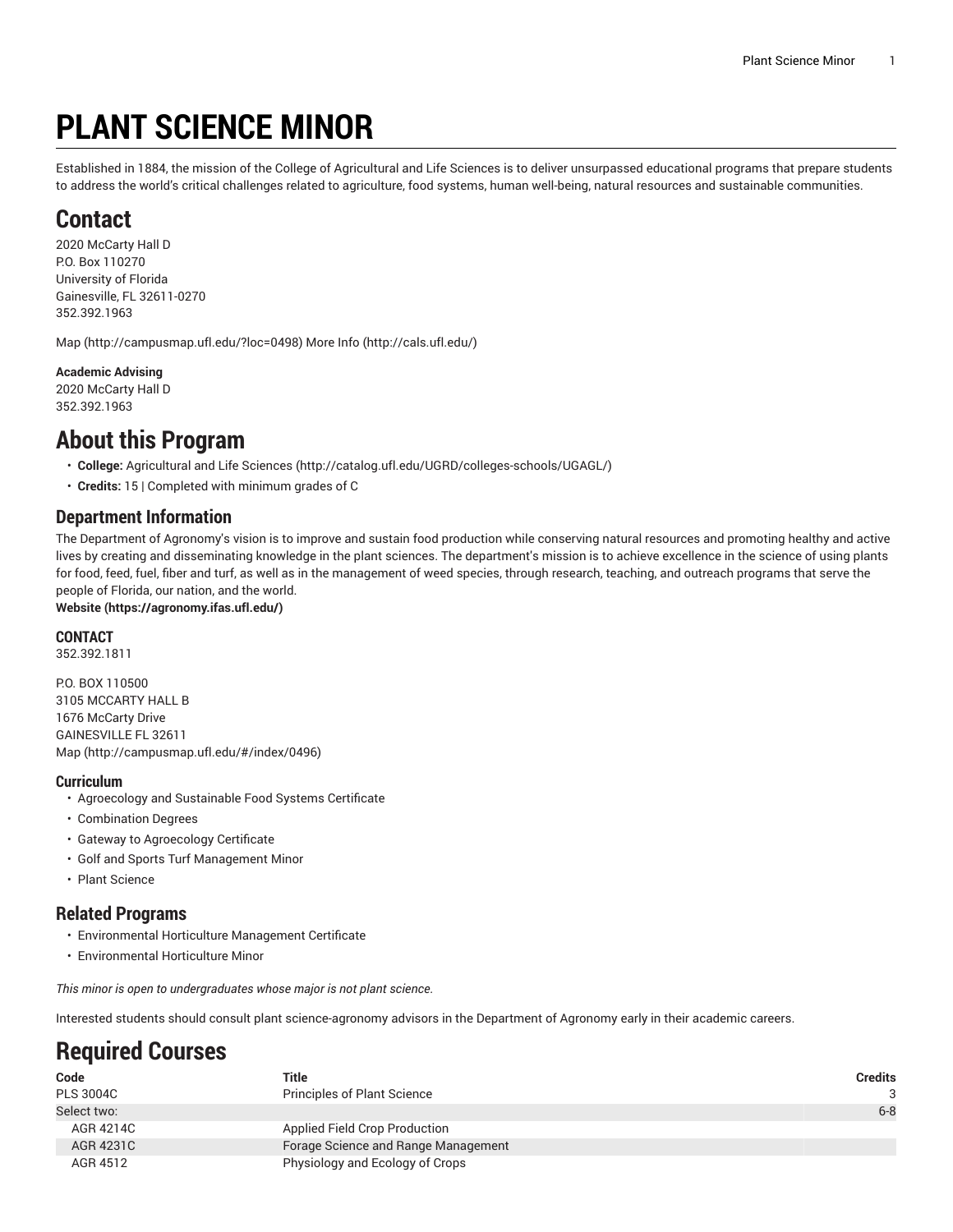# PLANT SCIENCE MINOR

Established in 1884, the mission of the College of Agricultural and Life Sciences is to deliver unsurpassed educational programs that prepare students to address the world's critical challenges related to agriculture, food systems, human well-being, natural resources and sustainable communities.

## Contact

2020 McCarty Hall D
P.O. Box 110270
University of Florida
Gainesville, FL 32611-0270
352.392.1963

Map (http://campusmap.ufl.edu/?loc=0498) More Info (http://cals.ufl.edu/)

**Academic Advising**
2020 McCarty Hall D
352.392.1963

## About this Program

- **College:** Agricultural and Life Sciences (http://catalog.ufl.edu/UGRD/colleges-schools/UGAGL/)
- **Credits:** 15 | Completed with minimum grades of C

### Department Information

The Department of Agronomy's vision is to improve and sustain food production while conserving natural resources and promoting healthy and active lives by creating and disseminating knowledge in the plant sciences. The department's mission is to achieve excellence in the science of using plants for food, feed, fuel, fiber and turf, as well as in the management of weed species, through research, teaching, and outreach programs that serve the people of Florida, our nation, and the world.
**Website (https://agronomy.ifas.ufl.edu/)**

### CONTACT

352.392.1811

P.O. BOX 110500
3105 MCCARTY HALL B
1676 McCarty Drive
GAINESVILLE FL 32611
Map (http://campusmap.ufl.edu/#/index/0496)

### Curriculum

- Agroecology and Sustainable Food Systems Certificate
- Combination Degrees
- Gateway to Agroecology Certificate
- Golf and Sports Turf Management Minor
- Plant Science

### Related Programs

- Environmental Horticulture Management Certificate
- Environmental Horticulture Minor

*This minor is open to undergraduates whose major is not plant science.*

Interested students should consult plant science-agronomy advisors in the Department of Agronomy early in their academic careers.

## Required Courses

| Code | Title | Credits |
|---|---|---|
| PLS 3004C | Principles of Plant Science | 3 |
| Select two: | | 6-8 |
| AGR 4214C | Applied Field Crop Production | |
| AGR 4231C | Forage Science and Range Management | |
| AGR 4512 | Physiology and Ecology of Crops | |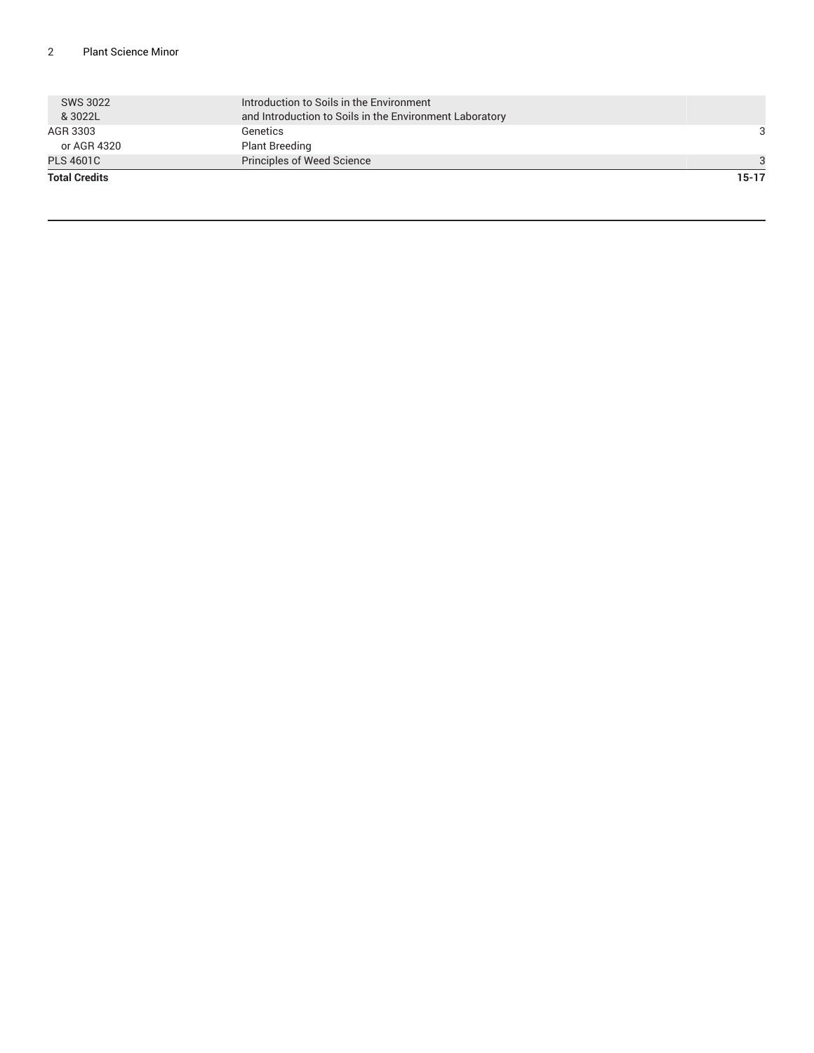| | | |
|---|---|---|
| SWS 3022<br>& 3022L | Introduction to Soils in the Environment<br>and Introduction to Soils in the Environment Laboratory | |
| AGR 3303 | Genetics | 3 |
| or AGR 4320 | Plant Breeding | |
| PLS 4601C | Principles of Weed Science | 3 |
| **Total Credits** | | **15-17** |